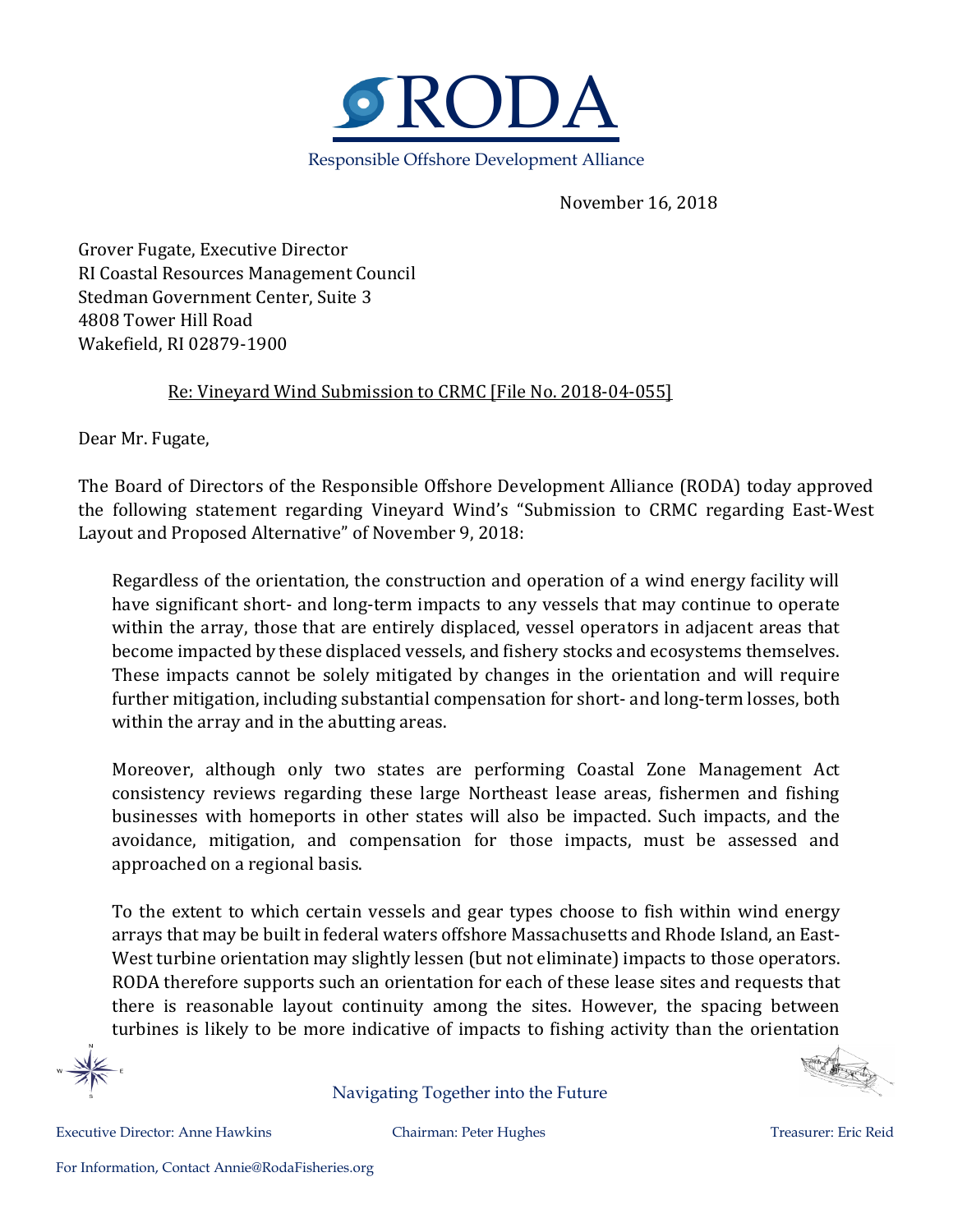# RODA

Responsible Offshore Development Alliance

November 16, 2018

Grover Fugate, Executive Director
RI Coastal Resources Management Council
Stedman Government Center, Suite 3
4808 Tower Hill Road
Wakefield, RI 02879-1900

Re: Vineyard Wind Submission to CRMC [File No. 2018-04-055]

Dear Mr. Fugate,

The Board of Directors of the Responsible Offshore Development Alliance (RODA) today approved the following statement regarding Vineyard Wind's "Submission to CRMC regarding East-West Layout and Proposed Alternative" of November 9, 2018:

> Regardless of the orientation, the construction and operation of a wind energy facility will have significant short- and long-term impacts to any vessels that may continue to operate within the array, those that are entirely displaced, vessel operators in adjacent areas that become impacted by these displaced vessels, and fishery stocks and ecosystems themselves. These impacts cannot be solely mitigated by changes in the orientation and will require further mitigation, including substantial compensation for short- and long-term losses, both within the array and in the abutting areas.
>
> Moreover, although only two states are performing Coastal Zone Management Act consistency reviews regarding these large Northeast lease areas, fishermen and fishing businesses with homeports in other states will also be impacted. Such impacts, and the avoidance, mitigation, and compensation for those impacts, must be assessed and approached on a regional basis.
>
> To the extent to which certain vessels and gear types choose to fish within wind energy arrays that may be built in federal waters offshore Massachusetts and Rhode Island, an East-West turbine orientation may slightly lessen (but not eliminate) impacts to those operators. RODA therefore supports such an orientation for each of these lease sites and requests that there is reasonable layout continuity among the sites. However, the spacing between turbines is likely to be more indicative of impacts to fishing activity than the orientation

Navigating Together into the Future

Executive Director: Anne Hawkins    Chairman: Peter Hughes    Treasurer: Eric Reid

For Information, Contact Annie@RodaFisheries.org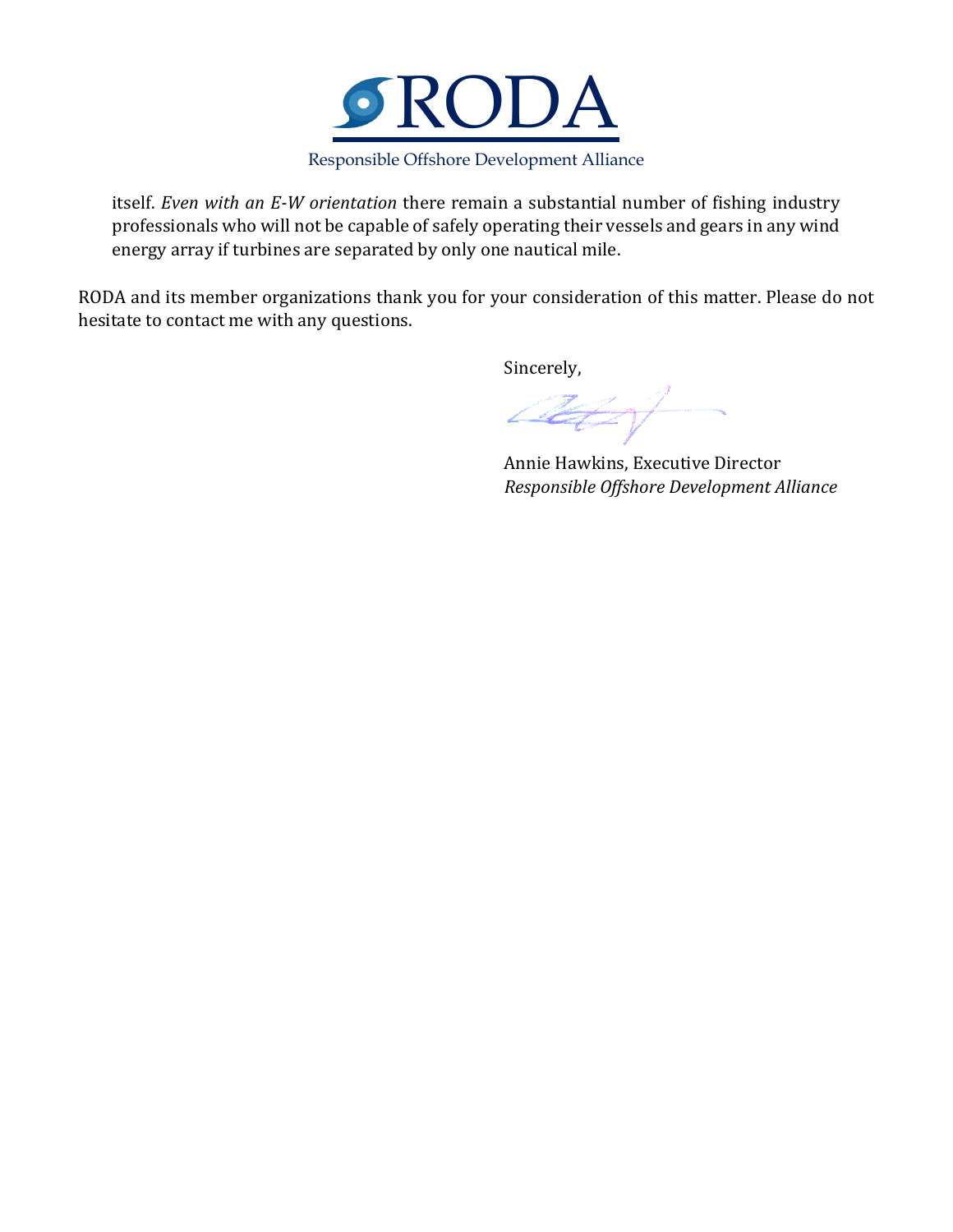itself. *Even with an E-W orientation* there remain a substantial number of fishing industry professionals who will not be capable of safely operating their vessels and gears in any wind energy array if turbines are separated by only one nautical mile.

RODA and its member organizations thank you for your consideration of this matter. Please do not hesitate to contact me with any questions.

Sincerely,

Annie Hawkins, Executive Director
*Responsible Offshore Development Alliance*